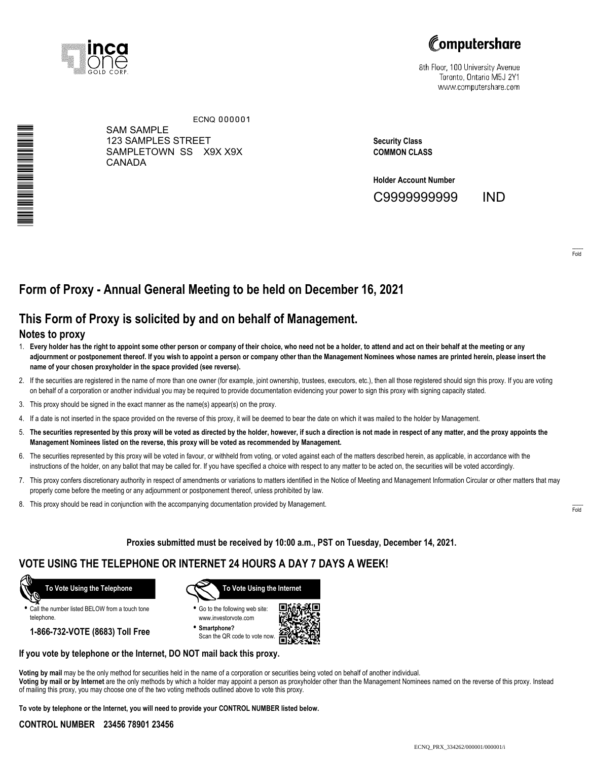inca one GOLD CORP.

Computershare
8th Floor, 100 University Avenue
Toronto, Ontario M5J 2Y1
www.computershare.com

ECNQ 000001

SAM SAMPLE
123 SAMPLES STREET
SAMPLETOWN SS X9X X9X
CANADA

**Security Class**
**COMMON CLASS**

**Holder Account Number**
C9999999999 IND

Fold

# Form of Proxy - Annual General Meeting to be held on December 16, 2021

## This Form of Proxy is solicited by and on behalf of Management.

### Notes to proxy

1. **Every holder has the right to appoint some other person or company of their choice, who need not be a holder, to attend and act on their behalf at the meeting or any adjournment or postponement thereof. If you wish to appoint a person or company other than the Management Nominees whose names are printed herein, please insert the name of your chosen proxyholder in the space provided (see reverse).**
2. If the securities are registered in the name of more than one owner (for example, joint ownership, trustees, executors, etc.), then all those registered should sign this proxy. If you are voting on behalf of a corporation or another individual you may be required to provide documentation evidencing your power to sign this proxy with signing capacity stated.
3. This proxy should be signed in the exact manner as the name(s) appear(s) on the proxy.
4. If a date is not inserted in the space provided on the reverse of this proxy, it will be deemed to bear the date on which it was mailed to the holder by Management.
5. **The securities represented by this proxy will be voted as directed by the holder, however, if such a direction is not made in respect of any matter, and the proxy appoints the Management Nominees listed on the reverse, this proxy will be voted as recommended by Management.**
6. The securities represented by this proxy will be voted in favour, or withheld from voting, or voted against each of the matters described herein, as applicable, in accordance with the instructions of the holder, on any ballot that may be called for. If you have specified a choice with respect to any matter to be acted on, the securities will be voted accordingly.
7. This proxy confers discretionary authority in respect of amendments or variations to matters identified in the Notice of Meeting and Management Information Circular or other matters that may properly come before the meeting or any adjournment or postponement thereof, unless prohibited by law.
8. This proxy should be read in conjunction with the accompanying documentation provided by Management.

Fold

**Proxies submitted must be received by 10:00 a.m., PST on Tuesday, December 14, 2021.**

## VOTE USING THE TELEPHONE OR INTERNET 24 HOURS A DAY 7 DAYS A WEEK!

**To Vote Using the Telephone**

- Call the number listed BELOW from a touch tone telephone.

**1-866-732-VOTE (8683) Toll Free**

**To Vote Using the Internet**

- Go to the following web site: www.investorvote.com
- **Smartphone?** Scan the QR code to vote now.

**If you vote by telephone or the Internet, DO NOT mail back this proxy.**

**Voting by mail** may be the only method for securities held in the name of a corporation or securities being voted on behalf of another individual.
**Voting by mail or by Internet** are the only methods by which a holder may appoint a person as proxyholder other than the Management Nominees named on the reverse of this proxy. Instead of mailing this proxy, you may choose one of the two voting methods outlined above to vote this proxy.

**To vote by telephone or the Internet, you will need to provide your CONTROL NUMBER listed below.**

**CONTROL NUMBER 23456 78901 23456**

ECNQ_PRX_334262/000001/000001/i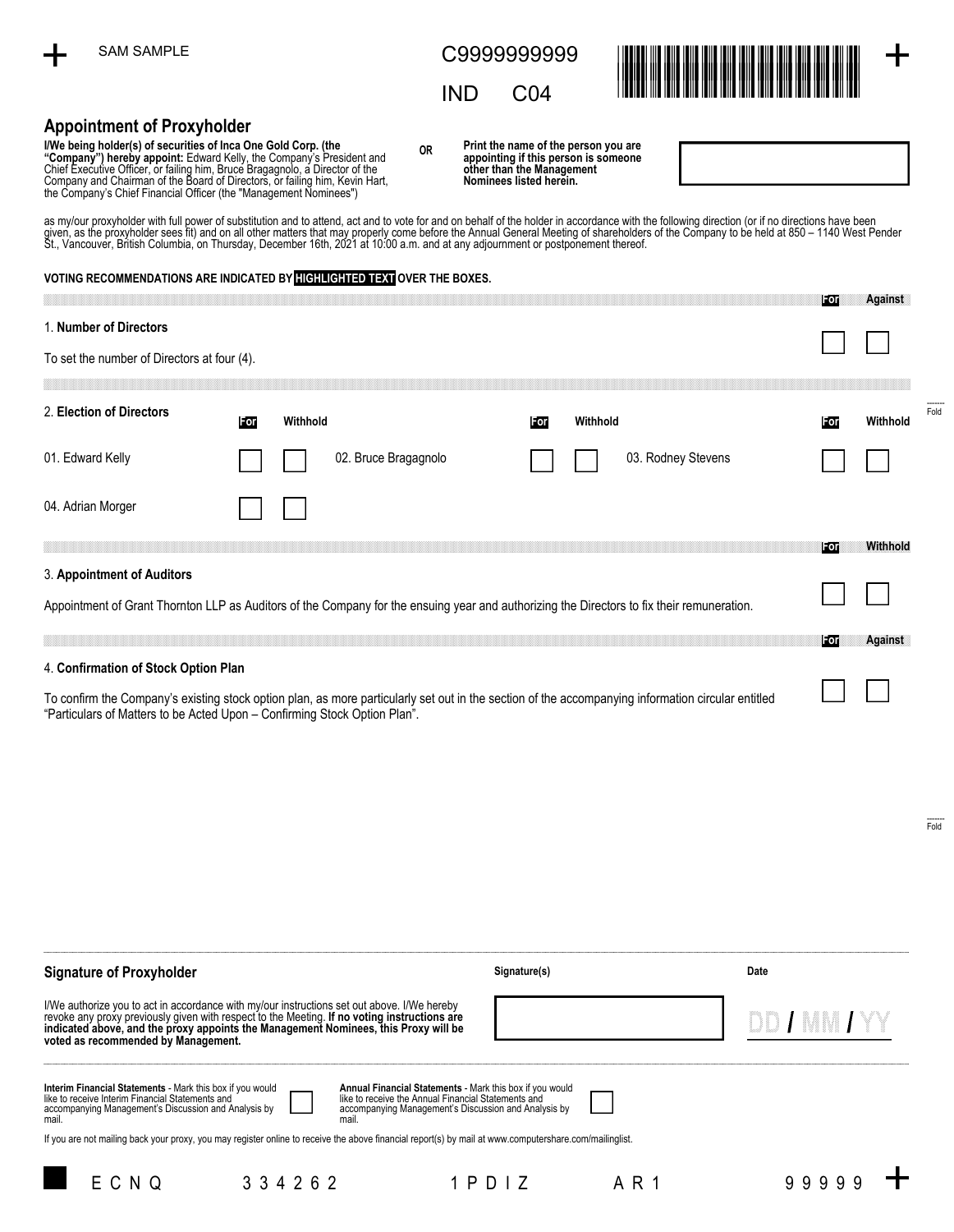SAM SAMPLE

C9999999999

IND C04

## Appointment of Proxyholder

**I/We being holder(s) of securities of Inca One Gold Corp. (the "Company") hereby appoint:** Edward Kelly, the Company's President and Chief Executive Officer, or failing him, Bruce Bragagnolo, a Director of the Company and Chairman of the Board of Directors, or failing him, Kevin Hart, the Company's Chief Financial Officer (the "Management Nominees")

**OR**

**Print the name of the person you are appointing if this person is someone other than the Management Nominees listed herein.**

as my/our proxyholder with full power of substitution and to attend, act and to vote for and on behalf of the holder in accordance with the following direction (or if no directions have been given, as the proxyholder sees fit) and on all other matters that may properly come before the Annual General Meeting of shareholders of the Company to be held at 850 – 1140 West Pender St., Vancouver, British Columbia, on Thursday, December 16th, 2021 at 10:00 a.m. and at any adjournment or postponement thereof.

**VOTING RECOMMENDATIONS ARE INDICATED BY HIGHLIGHTED TEXT OVER THE BOXES.**

| | For | Against |
|---|---|---|
| 1. **Number of Directors**<br>To set the number of Directors at four (4). | ☐ | ☐ |

2. **Election of Directors**

| | For | Withhold | | For | Withhold | | For | Withhold |
|---|---|---|---|---|---|---|---|---|
| 01. Edward Kelly | ☐ | ☐ | 02. Bruce Bragagnolo | ☐ | ☐ | 03. Rodney Stevens | ☐ | ☐ |
| 04. Adrian Morger | ☐ | ☐ | | | | | | |

| | For | Withhold |
|---|---|---|
| 3. **Appointment of Auditors**<br>Appointment of Grant Thornton LLP as Auditors of the Company for the ensuing year and authorizing the Directors to fix their remuneration. | ☐ | ☐ |

| | For | Against |
|---|---|---|
| 4. **Confirmation of Stock Option Plan**<br>To confirm the Company's existing stock option plan, as more particularly set out in the section of the accompanying information circular entitled "Particulars of Matters to be Acted Upon – Confirming Stock Option Plan". | ☐ | ☐ |

## Signature of Proxyholder

I/We authorize you to act in accordance with my/our instructions set out above. I/We hereby revoke any proxy previously given with respect to the Meeting. **If no voting instructions are indicated above, and the proxy appoints the Management Nominees, this Proxy will be voted as recommended by Management.**

**Signature(s)**

**Date**

DD / MM / YY

**Interim Financial Statements** - Mark this box if you would like to receive Interim Financial Statements and accompanying Management's Discussion and Analysis by mail. ☐

**Annual Financial Statements** - Mark this box if you would like to receive the Annual Financial Statements and accompanying Management's Discussion and Analysis by mail. ☐

If you are not mailing back your proxy, you may register online to receive the above financial report(s) by mail at www.computershare.com/mailinglist.

E C N Q 3 3 4 2 6 2 1 P D I Z A R 1 9 9 9 9 9